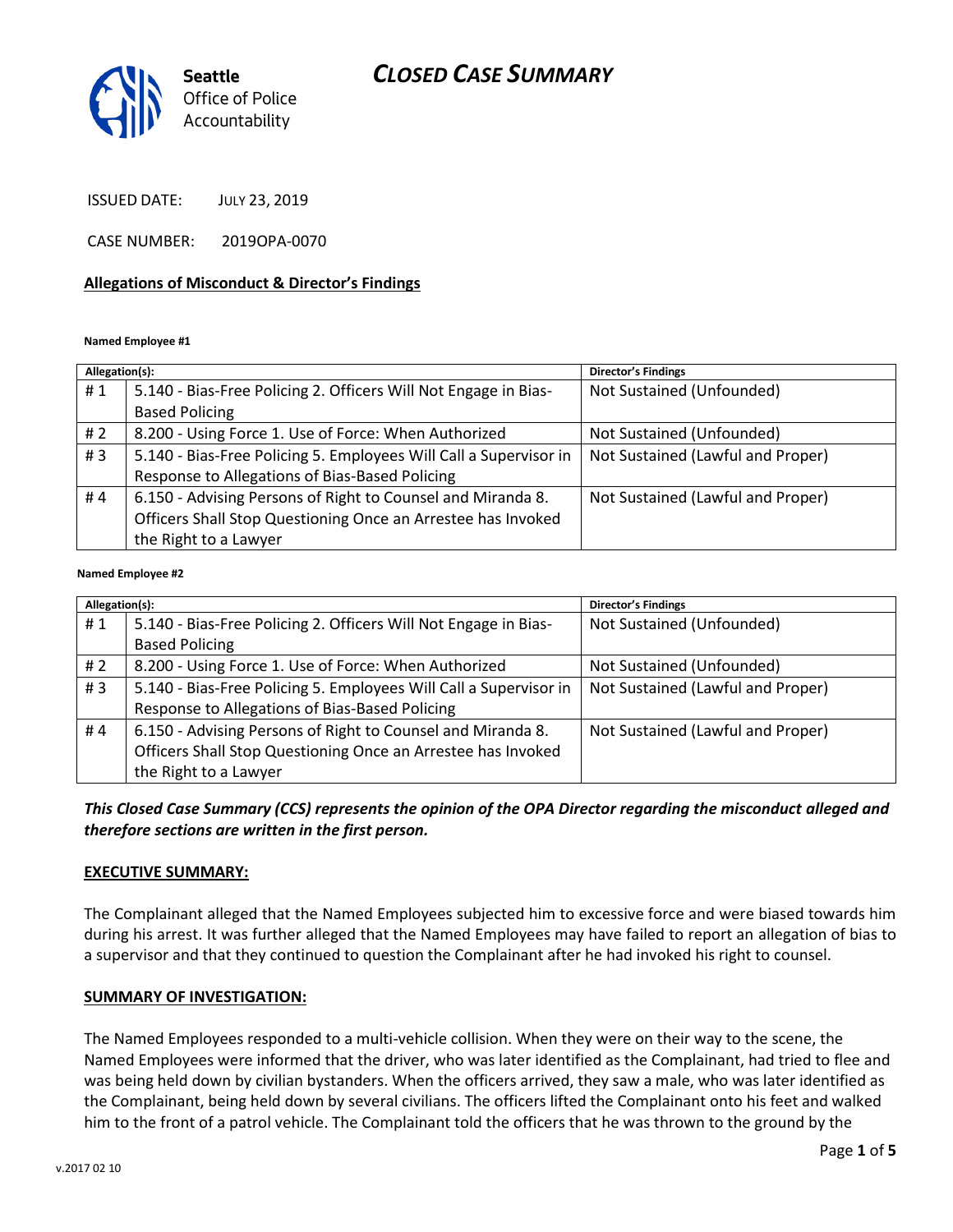# CLOSED CASE SUMMARY

Seattle Office of Police Accountability

ISSUED DATE: JULY 23, 2019

CASE NUMBER: 2019OPA-0070

## Allegations of Misconduct & Director's Findings

**Named Employee #1**

| Allegation(s): | | Director's Findings |
|---|---|---|
| # 1 | 5.140 - Bias-Free Policing 2. Officers Will Not Engage in Bias-Based Policing | Not Sustained (Unfounded) |
| # 2 | 8.200 - Using Force 1. Use of Force: When Authorized | Not Sustained (Unfounded) |
| # 3 | 5.140 - Bias-Free Policing 5. Employees Will Call a Supervisor in Response to Allegations of Bias-Based Policing | Not Sustained (Lawful and Proper) |
| # 4 | 6.150 - Advising Persons of Right to Counsel and Miranda 8. Officers Shall Stop Questioning Once an Arrestee has Invoked the Right to a Lawyer | Not Sustained (Lawful and Proper) |

**Named Employee #2**

| Allegation(s): | | Director's Findings |
|---|---|---|
| # 1 | 5.140 - Bias-Free Policing 2. Officers Will Not Engage in Bias-Based Policing | Not Sustained (Unfounded) |
| # 2 | 8.200 - Using Force 1. Use of Force: When Authorized | Not Sustained (Unfounded) |
| # 3 | 5.140 - Bias-Free Policing 5. Employees Will Call a Supervisor in Response to Allegations of Bias-Based Policing | Not Sustained (Lawful and Proper) |
| # 4 | 6.150 - Advising Persons of Right to Counsel and Miranda 8. Officers Shall Stop Questioning Once an Arrestee has Invoked the Right to a Lawyer | Not Sustained (Lawful and Proper) |

***This Closed Case Summary (CCS) represents the opinion of the OPA Director regarding the misconduct alleged and therefore sections are written in the first person.***

**EXECUTIVE SUMMARY:**

The Complainant alleged that the Named Employees subjected him to excessive force and were biased towards him during his arrest. It was further alleged that the Named Employees may have failed to report an allegation of bias to a supervisor and that they continued to question the Complainant after he had invoked his right to counsel.

**SUMMARY OF INVESTIGATION:**

The Named Employees responded to a multi-vehicle collision. When they were on their way to the scene, the Named Employees were informed that the driver, who was later identified as the Complainant, had tried to flee and was being held down by civilian bystanders. When the officers arrived, they saw a male, who was later identified as the Complainant, being held down by several civilians. The officers lifted the Complainant onto his feet and walked him to the front of a patrol vehicle. The Complainant told the officers that he was thrown to the ground by the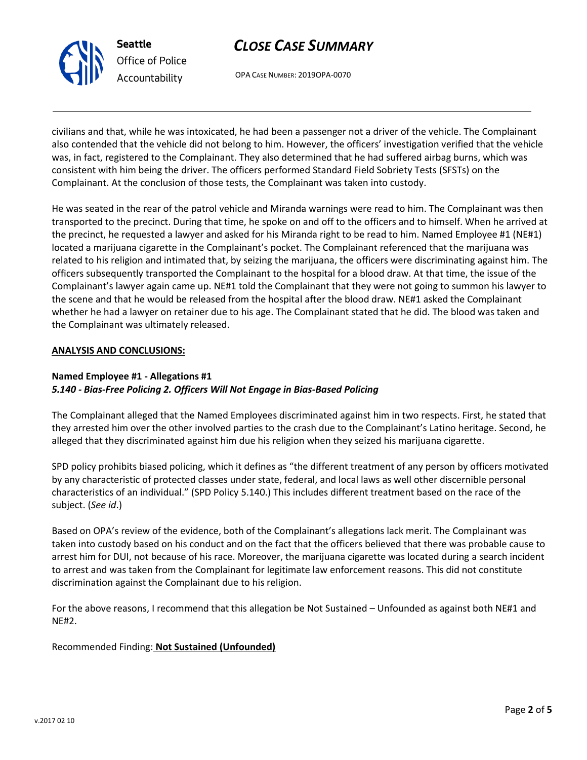civilians and that, while he was intoxicated, he had been a passenger not a driver of the vehicle. The Complainant also contended that the vehicle did not belong to him. However, the officers' investigation verified that the vehicle was, in fact, registered to the Complainant. They also determined that he had suffered airbag burns, which was consistent with him being the driver. The officers performed Standard Field Sobriety Tests (SFSTs) on the Complainant. At the conclusion of those tests, the Complainant was taken into custody.

He was seated in the rear of the patrol vehicle and Miranda warnings were read to him. The Complainant was then transported to the precinct. During that time, he spoke on and off to the officers and to himself. When he arrived at the precinct, he requested a lawyer and asked for his Miranda right to be read to him. Named Employee #1 (NE#1) located a marijuana cigarette in the Complainant's pocket. The Complainant referenced that the marijuana was related to his religion and intimated that, by seizing the marijuana, the officers were discriminating against him. The officers subsequently transported the Complainant to the hospital for a blood draw. At that time, the issue of the Complainant's lawyer again came up. NE#1 told the Complainant that they were not going to summon his lawyer to the scene and that he would be released from the hospital after the blood draw. NE#1 asked the Complainant whether he had a lawyer on retainer due to his age. The Complainant stated that he did. The blood was taken and the Complainant was ultimately released.

**ANALYSIS AND CONCLUSIONS:**

**Named Employee #1 - Allegations #1**
***5.140 - Bias-Free Policing 2. Officers Will Not Engage in Bias-Based Policing***

The Complainant alleged that the Named Employees discriminated against him in two respects. First, he stated that they arrested him over the other involved parties to the crash due to the Complainant's Latino heritage. Second, he alleged that they discriminated against him due his religion when they seized his marijuana cigarette.

SPD policy prohibits biased policing, which it defines as "the different treatment of any person by officers motivated by any characteristic of protected classes under state, federal, and local laws as well other discernible personal characteristics of an individual." (SPD Policy 5.140.) This includes different treatment based on the race of the subject. (*See id*.)

Based on OPA's review of the evidence, both of the Complainant's allegations lack merit. The Complainant was taken into custody based on his conduct and on the fact that the officers believed that there was probable cause to arrest him for DUI, not because of his race. Moreover, the marijuana cigarette was located during a search incident to arrest and was taken from the Complainant for legitimate law enforcement reasons. This did not constitute discrimination against the Complainant due to his religion.

For the above reasons, I recommend that this allegation be Not Sustained – Unfounded as against both NE#1 and NE#2.

Recommended Finding: **Not Sustained (Unfounded)**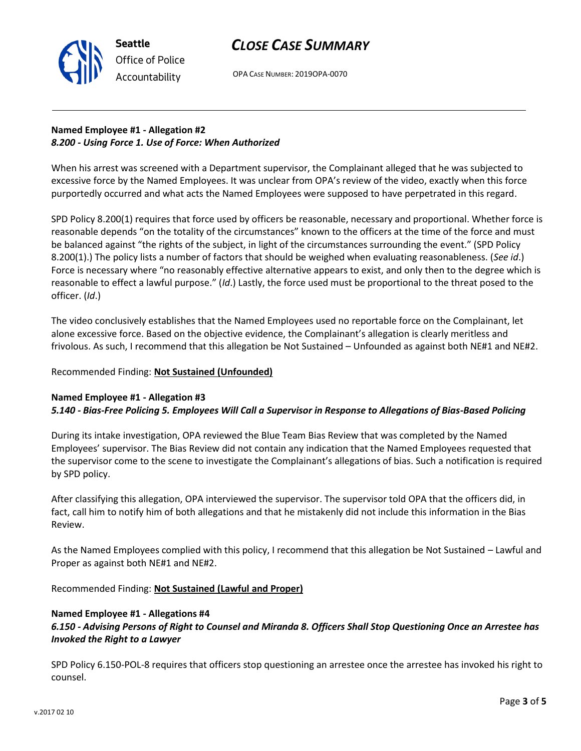**Named Employee #1 - Allegation #2**
***8.200 - Using Force 1. Use of Force: When Authorized***

When his arrest was screened with a Department supervisor, the Complainant alleged that he was subjected to excessive force by the Named Employees. It was unclear from OPA's review of the video, exactly when this force purportedly occurred and what acts the Named Employees were supposed to have perpetrated in this regard.

SPD Policy 8.200(1) requires that force used by officers be reasonable, necessary and proportional. Whether force is reasonable depends "on the totality of the circumstances" known to the officers at the time of the force and must be balanced against "the rights of the subject, in light of the circumstances surrounding the event." (SPD Policy 8.200(1).) The policy lists a number of factors that should be weighed when evaluating reasonableness. (*See id*.) Force is necessary where "no reasonably effective alternative appears to exist, and only then to the degree which is reasonable to effect a lawful purpose." (*Id*.) Lastly, the force used must be proportional to the threat posed to the officer. (*Id*.)

The video conclusively establishes that the Named Employees used no reportable force on the Complainant, let alone excessive force. Based on the objective evidence, the Complainant's allegation is clearly meritless and frivolous. As such, I recommend that this allegation be Not Sustained – Unfounded as against both NE#1 and NE#2.

Recommended Finding: **Not Sustained (Unfounded)**

**Named Employee #1 - Allegation #3**
***5.140 - Bias-Free Policing 5. Employees Will Call a Supervisor in Response to Allegations of Bias-Based Policing***

During its intake investigation, OPA reviewed the Blue Team Bias Review that was completed by the Named Employees' supervisor. The Bias Review did not contain any indication that the Named Employees requested that the supervisor come to the scene to investigate the Complainant's allegations of bias. Such a notification is required by SPD policy.

After classifying this allegation, OPA interviewed the supervisor. The supervisor told OPA that the officers did, in fact, call him to notify him of both allegations and that he mistakenly did not include this information in the Bias Review.

As the Named Employees complied with this policy, I recommend that this allegation be Not Sustained – Lawful and Proper as against both NE#1 and NE#2.

Recommended Finding: **Not Sustained (Lawful and Proper)**

**Named Employee #1 - Allegations #4**
***6.150 - Advising Persons of Right to Counsel and Miranda 8. Officers Shall Stop Questioning Once an Arrestee has Invoked the Right to a Lawyer***

SPD Policy 6.150-POL-8 requires that officers stop questioning an arrestee once the arrestee has invoked his right to counsel.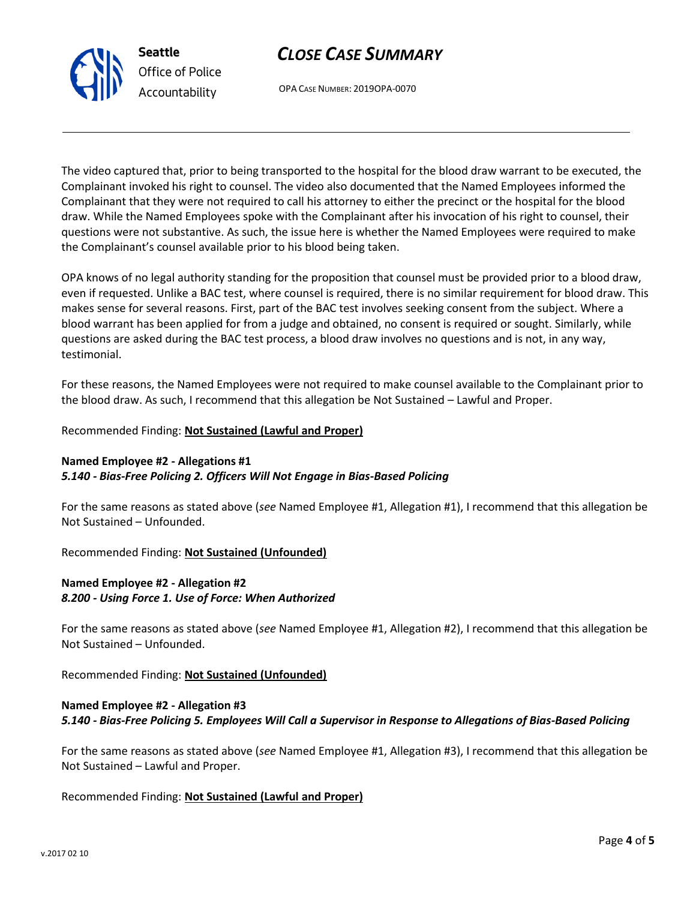The video captured that, prior to being transported to the hospital for the blood draw warrant to be executed, the Complainant invoked his right to counsel. The video also documented that the Named Employees informed the Complainant that they were not required to call his attorney to either the precinct or the hospital for the blood draw. While the Named Employees spoke with the Complainant after his invocation of his right to counsel, their questions were not substantive. As such, the issue here is whether the Named Employees were required to make the Complainant's counsel available prior to his blood being taken.

OPA knows of no legal authority standing for the proposition that counsel must be provided prior to a blood draw, even if requested. Unlike a BAC test, where counsel is required, there is no similar requirement for blood draw. This makes sense for several reasons. First, part of the BAC test involves seeking consent from the subject. Where a blood warrant has been applied for from a judge and obtained, no consent is required or sought. Similarly, while questions are asked during the BAC test process, a blood draw involves no questions and is not, in any way, testimonial.

For these reasons, the Named Employees were not required to make counsel available to the Complainant prior to the blood draw. As such, I recommend that this allegation be Not Sustained – Lawful and Proper.

Recommended Finding: **Not Sustained (Lawful and Proper)**

**Named Employee #2 - Allegations #1**
***5.140 - Bias-Free Policing 2. Officers Will Not Engage in Bias-Based Policing***

For the same reasons as stated above (*see* Named Employee #1, Allegation #1), I recommend that this allegation be Not Sustained – Unfounded.

Recommended Finding: **Not Sustained (Unfounded)**

**Named Employee #2 - Allegation #2**
***8.200 - Using Force 1. Use of Force: When Authorized***

For the same reasons as stated above (*see* Named Employee #1, Allegation #2), I recommend that this allegation be Not Sustained – Unfounded.

Recommended Finding: **Not Sustained (Unfounded)**

**Named Employee #2 - Allegation #3**
***5.140 - Bias-Free Policing 5. Employees Will Call a Supervisor in Response to Allegations of Bias-Based Policing***

For the same reasons as stated above (*see* Named Employee #1, Allegation #3), I recommend that this allegation be Not Sustained – Lawful and Proper.

Recommended Finding: **Not Sustained (Lawful and Proper)**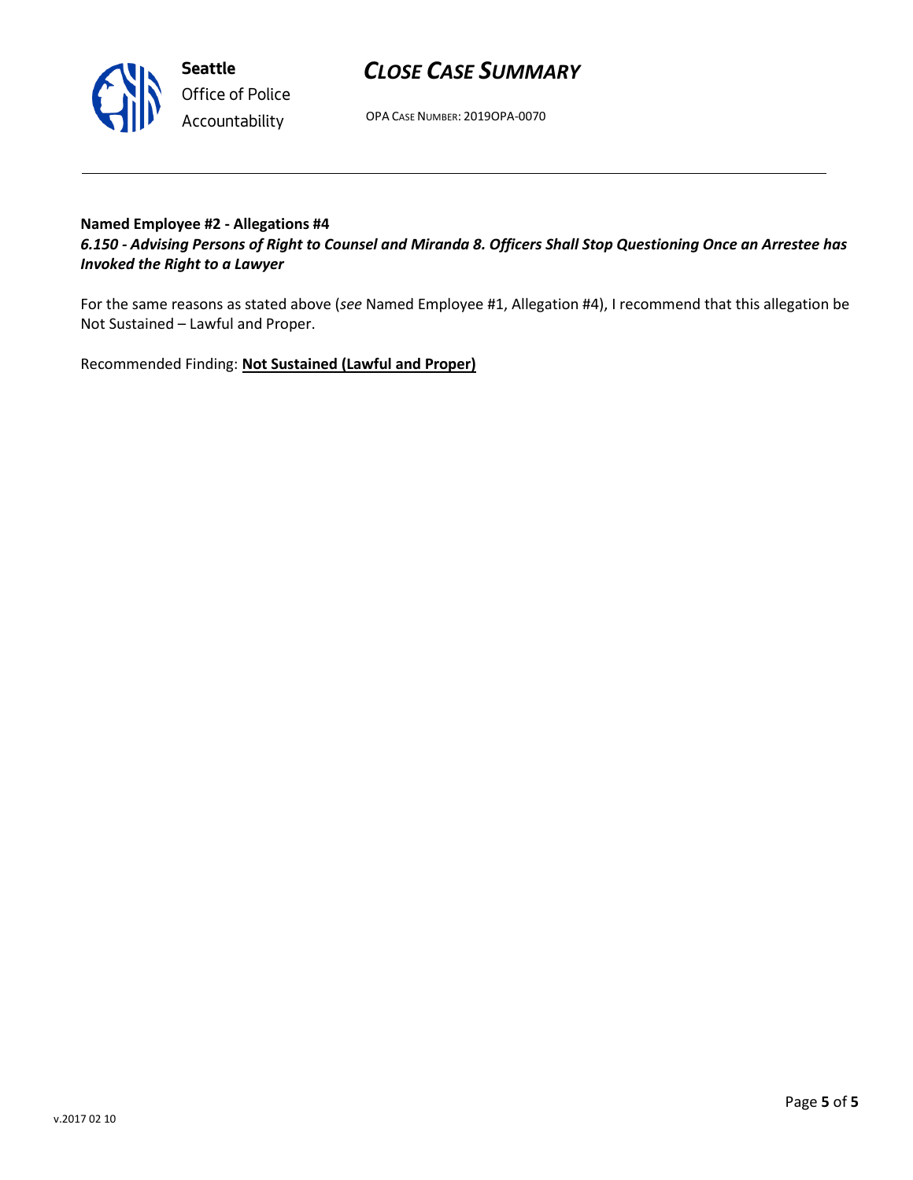**Named Employee #2 - Allegations #4**

***6.150 - Advising Persons of Right to Counsel and Miranda 8. Officers Shall Stop Questioning Once an Arrestee has Invoked the Right to a Lawyer***

For the same reasons as stated above (*see* Named Employee #1, Allegation #4), I recommend that this allegation be Not Sustained – Lawful and Proper.

Recommended Finding: **Not Sustained (Lawful and Proper)**